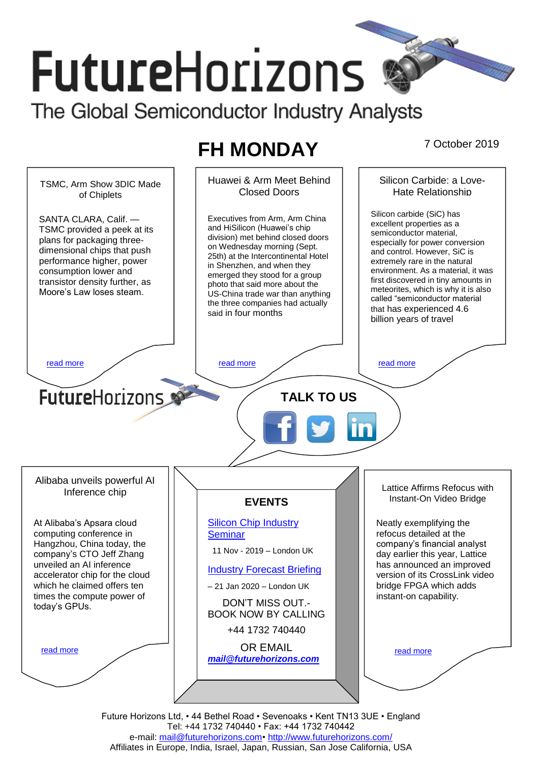# FutureHorizons

The Global Semiconductor Industry Analysts

## FH MONDAY

7 October 2019

### TSMC, Arm Show 3DIC Made of Chiplets

SANTA CLARA, Calif. — TSMC provided a peek at its plans for packaging three-dimensional chips that push performance higher, power consumption lower and transistor density further, as Moore's Law loses steam.

read more

### Huawei & Arm Meet Behind Closed Doors

Executives from Arm, Arm China and HiSilicon (Huawei's chip division) met behind closed doors on Wednesday morning (Sept. 25th) at the Intercontinental Hotel in Shenzhen, and when they emerged they stood for a group photo that said more about the US-China trade war than anything the three companies had actually said in four months

read more

### Silicon Carbide: a Love-Hate Relationship

Silicon carbide (SiC) has excellent properties as a semiconductor material, especially for power conversion and control. However, SiC is extremely rare in the natural environment. As a material, it was first discovered in tiny amounts in meteorites, which is why it is also called "semiconductor material that has experienced 4.6 billion years of travel

read more

FutureHorizons

**TALK TO US**

### Alibaba unveils powerful AI Inference chip

At Alibaba's Apsara cloud computing conference in Hangzhou, China today, the company's CTO Jeff Zhang unveiled an AI inference accelerator chip for the cloud which he claimed offers ten times the compute power of today's GPUs.

read more

### EVENTS

Silicon Chip Industry Seminar

11 Nov - 2019 – London UK

Industry Forecast Briefing

– 21 Jan 2020 – London UK

DON'T MISS OUT.- BOOK NOW BY CALLING

+44 1732 740440

OR EMAIL

***mail@futurehorizons.com***

### Lattice Affirms Refocus with Instant-On Video Bridge

Neatly exemplifying the refocus detailed at the company's financial analyst day earlier this year, Lattice has announced an improved version of its CrossLink video bridge FPGA which adds instant-on capability.

read more

Future Horizons Ltd, • 44 Bethel Road • Sevenoaks • Kent TN13 3UE • England
Tel: +44 1732 740440 • Fax: +44 1732 740442
e-mail: mail@futurehorizons.com• http://www.futurehorizons.com/
Affiliates in Europe, India, Israel, Japan, Russian, San Jose California, USA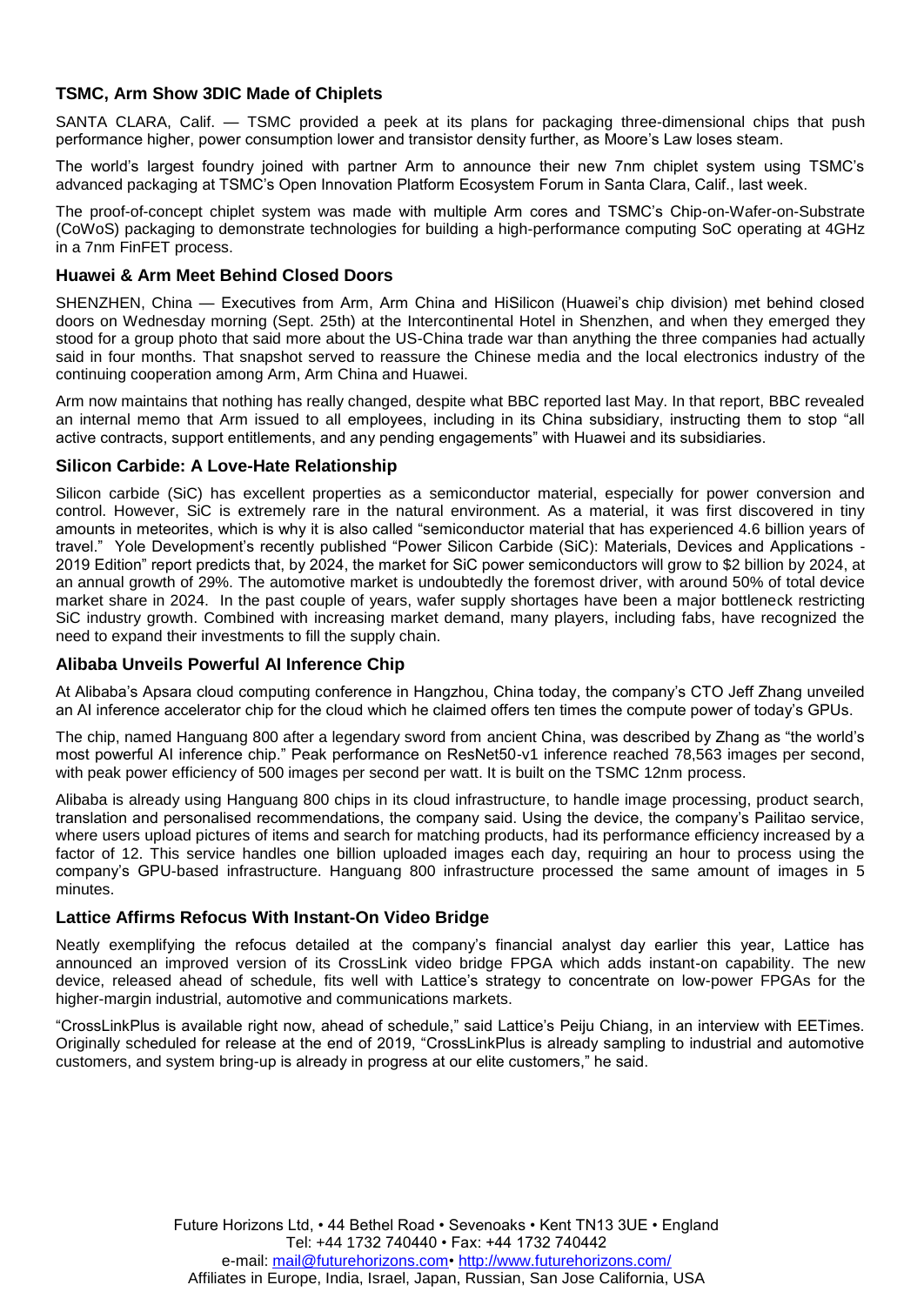### TSMC, Arm Show 3DIC Made of Chiplets

SANTA CLARA, Calif. — TSMC provided a peek at its plans for packaging three-dimensional chips that push performance higher, power consumption lower and transistor density further, as Moore's Law loses steam.

The world's largest foundry joined with partner Arm to announce their new 7nm chiplet system using TSMC's advanced packaging at TSMC's Open Innovation Platform Ecosystem Forum in Santa Clara, Calif., last week.

The proof-of-concept chiplet system was made with multiple Arm cores and TSMC's Chip-on-Wafer-on-Substrate (CoWoS) packaging to demonstrate technologies for building a high-performance computing SoC operating at 4GHz in a 7nm FinFET process.

### Huawei & Arm Meet Behind Closed Doors

SHENZHEN, China — Executives from Arm, Arm China and HiSilicon (Huawei's chip division) met behind closed doors on Wednesday morning (Sept. 25th) at the Intercontinental Hotel in Shenzhen, and when they emerged they stood for a group photo that said more about the US-China trade war than anything the three companies had actually said in four months. That snapshot served to reassure the Chinese media and the local electronics industry of the continuing cooperation among Arm, Arm China and Huawei.

Arm now maintains that nothing has really changed, despite what BBC reported last May. In that report, BBC revealed an internal memo that Arm issued to all employees, including in its China subsidiary, instructing them to stop "all active contracts, support entitlements, and any pending engagements" with Huawei and its subsidiaries.

### Silicon Carbide: A Love-Hate Relationship

Silicon carbide (SiC) has excellent properties as a semiconductor material, especially for power conversion and control. However, SiC is extremely rare in the natural environment. As a material, it was first discovered in tiny amounts in meteorites, which is why it is also called "semiconductor material that has experienced 4.6 billion years of travel." Yole Development's recently published "Power Silicon Carbide (SiC): Materials, Devices and Applications - 2019 Edition" report predicts that, by 2024, the market for SiC power semiconductors will grow to $2 billion by 2024, at an annual growth of 29%. The automotive market is undoubtedly the foremost driver, with around 50% of total device market share in 2024. In the past couple of years, wafer supply shortages have been a major bottleneck restricting SiC industry growth. Combined with increasing market demand, many players, including fabs, have recognized the need to expand their investments to fill the supply chain.

### Alibaba Unveils Powerful AI Inference Chip

At Alibaba's Apsara cloud computing conference in Hangzhou, China today, the company's CTO Jeff Zhang unveiled an AI inference accelerator chip for the cloud which he claimed offers ten times the compute power of today's GPUs.

The chip, named Hanguang 800 after a legendary sword from ancient China, was described by Zhang as "the world's most powerful AI inference chip." Peak performance on ResNet50-v1 inference reached 78,563 images per second, with peak power efficiency of 500 images per second per watt. It is built on the TSMC 12nm process.

Alibaba is already using Hanguang 800 chips in its cloud infrastructure, to handle image processing, product search, translation and personalised recommendations, the company said. Using the device, the company's Pailitao service, where users upload pictures of items and search for matching products, had its performance efficiency increased by a factor of 12. This service handles one billion uploaded images each day, requiring an hour to process using the company's GPU-based infrastructure. Hanguang 800 infrastructure processed the same amount of images in 5 minutes.

### Lattice Affirms Refocus With Instant-On Video Bridge

Neatly exemplifying the refocus detailed at the company's financial analyst day earlier this year, Lattice has announced an improved version of its CrossLink video bridge FPGA which adds instant-on capability. The new device, released ahead of schedule, fits well with Lattice's strategy to concentrate on low-power FPGAs for the higher-margin industrial, automotive and communications markets.

"CrossLinkPlus is available right now, ahead of schedule," said Lattice's Peiju Chiang, in an interview with EETimes. Originally scheduled for release at the end of 2019, "CrossLinkPlus is already sampling to industrial and automotive customers, and system bring-up is already in progress at our elite customers," he said.

Future Horizons Ltd, • 44 Bethel Road • Sevenoaks • Kent TN13 3UE • England
Tel: +44 1732 740440 • Fax: +44 1732 740442
e-mail: mail@futurehorizons.com• http://www.futurehorizons.com/
Affiliates in Europe, India, Israel, Japan, Russian, San Jose California, USA